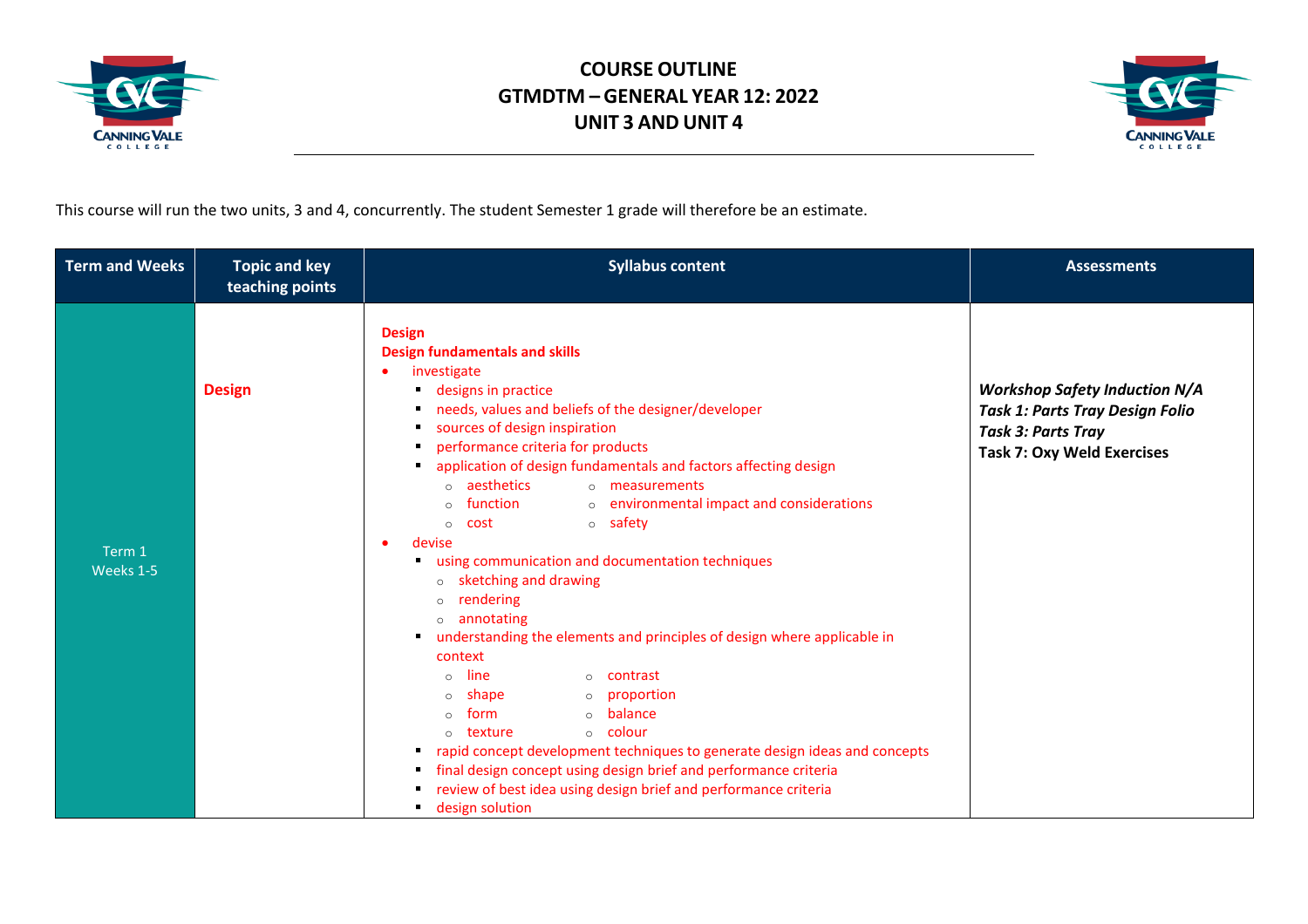# COURSE OUTLINE
# GTMDTM – GENERAL YEAR 12: 2022
# UNIT 3 AND UNIT 4

This course will run the two units, 3 and 4, concurrently. The student Semester 1 grade will therefore be an estimate.

| Term and Weeks | Topic and key teaching points | Syllabus content | Assessments |
|---|---|---|---|
| Term 1<br>Weeks 1-5 | **Design** | **Design**<br>**Design fundamentals and skills**<br>• investigate<br>&nbsp;&nbsp;▪ designs in practice<br>&nbsp;&nbsp;▪ needs, values and beliefs of the designer/developer<br>&nbsp;&nbsp;▪ sources of design inspiration<br>&nbsp;&nbsp;▪ performance criteria for products<br>&nbsp;&nbsp;▪ application of design fundamentals and factors affecting design<br>&nbsp;&nbsp;&nbsp;&nbsp;○ aesthetics<br>&nbsp;&nbsp;&nbsp;&nbsp;○ function<br>&nbsp;&nbsp;&nbsp;&nbsp;○ cost<br>&nbsp;&nbsp;&nbsp;&nbsp;○ measurements<br>&nbsp;&nbsp;&nbsp;&nbsp;○ environmental impact and considerations<br>&nbsp;&nbsp;&nbsp;&nbsp;○ safety<br>• devise<br>&nbsp;&nbsp;▪ using communication and documentation techniques<br>&nbsp;&nbsp;&nbsp;&nbsp;○ sketching and drawing<br>&nbsp;&nbsp;&nbsp;&nbsp;○ rendering<br>&nbsp;&nbsp;&nbsp;&nbsp;○ annotating<br>&nbsp;&nbsp;▪ understanding the elements and principles of design where applicable in context<br>&nbsp;&nbsp;&nbsp;&nbsp;○ line<br>&nbsp;&nbsp;&nbsp;&nbsp;○ shape<br>&nbsp;&nbsp;&nbsp;&nbsp;○ form<br>&nbsp;&nbsp;&nbsp;&nbsp;○ texture<br>&nbsp;&nbsp;&nbsp;&nbsp;○ contrast<br>&nbsp;&nbsp;&nbsp;&nbsp;○ proportion<br>&nbsp;&nbsp;&nbsp;&nbsp;○ balance<br>&nbsp;&nbsp;&nbsp;&nbsp;○ colour<br>&nbsp;&nbsp;▪ rapid concept development techniques to generate design ideas and concepts<br>&nbsp;&nbsp;▪ final design concept using design brief and performance criteria<br>&nbsp;&nbsp;▪ review of best idea using design brief and performance criteria<br>&nbsp;&nbsp;▪ design solution | ***Workshop Safety Induction N/A***<br>***Task 1: Parts Tray Design Folio***<br>***Task 3: Parts Tray***<br>**Task 7: Oxy Weld Exercises** |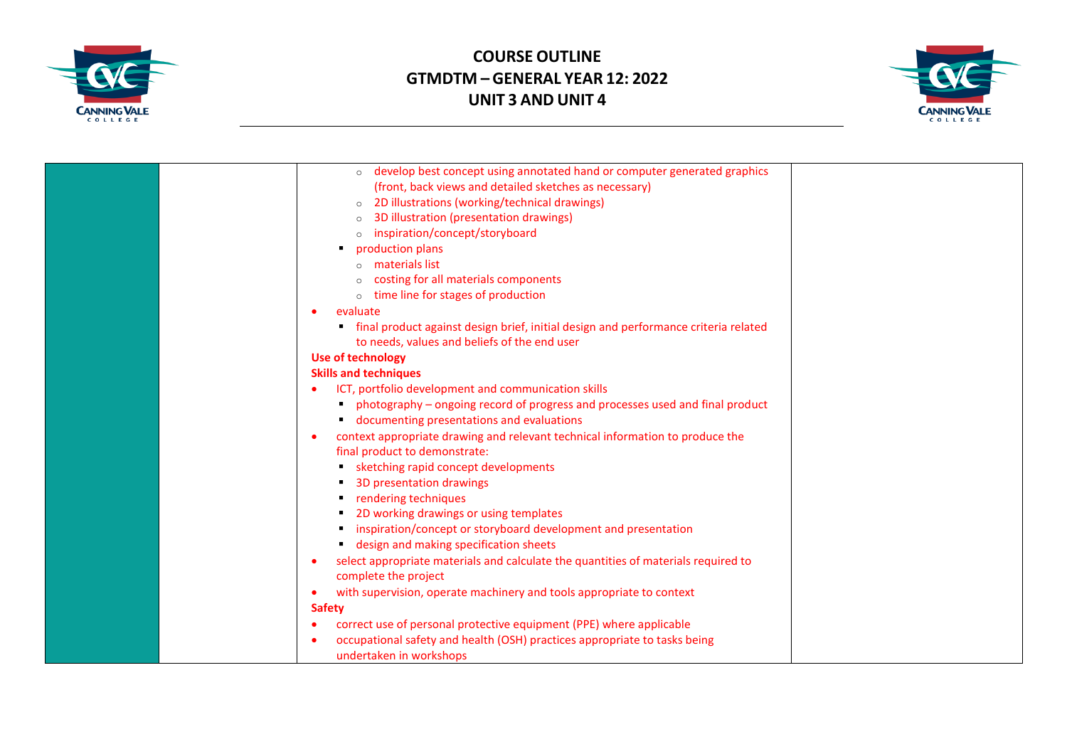| | | | |
|---|---|---|---|
| | | ◦ develop best concept using annotated hand or computer generated graphics (front, back views and detailed sketches as necessary)<br>◦ 2D illustrations (working/technical drawings)<br>◦ 3D illustration (presentation drawings)<br>◦ inspiration/concept/storyboard<br>▪ production plans<br>◦ materials list<br>◦ costing for all materials components<br>◦ time line for stages of production<br>• evaluate<br>▪ final product against design brief, initial design and performance criteria related to needs, values and beliefs of the end user<br>**Use of technology**<br>**Skills and techniques**<br>• ICT, portfolio development and communication skills<br>▪ photography – ongoing record of progress and processes used and final product<br>▪ documenting presentations and evaluations<br>• context appropriate drawing and relevant technical information to produce the final product to demonstrate:<br>▪ sketching rapid concept developments<br>▪ 3D presentation drawings<br>▪ rendering techniques<br>▪ 2D working drawings or using templates<br>▪ inspiration/concept or storyboard development and presentation<br>▪ design and making specification sheets<br>• select appropriate materials and calculate the quantities of materials required to complete the project<br>• with supervision, operate machinery and tools appropriate to context<br>**Safety**<br>• correct use of personal protective equipment (PPE) where applicable<br>• occupational safety and health (OSH) practices appropriate to tasks being undertaken in workshops | |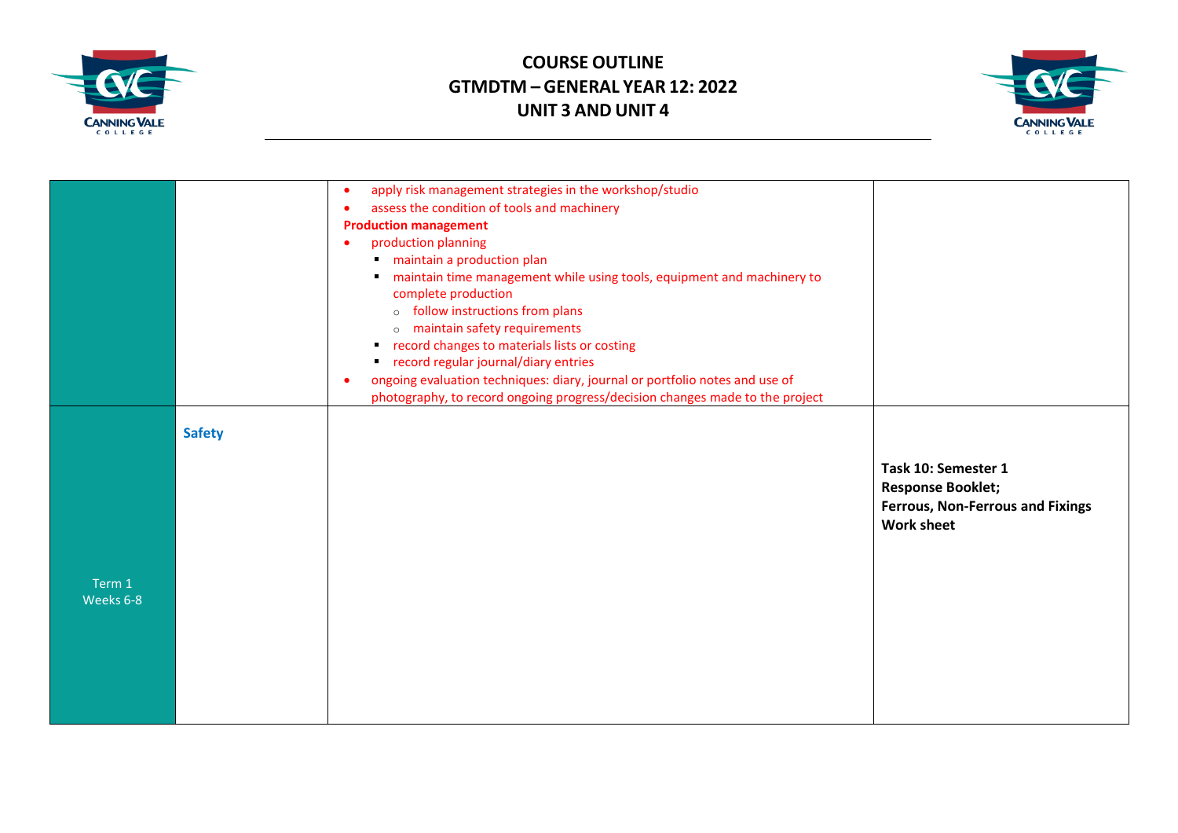# COURSE OUTLINE
## GTMDTM – GENERAL YEAR 12: 2022
## UNIT 3 AND UNIT 4

| | | | |
|---|---|---|---|
| | | • apply risk management strategies in the workshop/studio<br>• assess the condition of tools and machinery<br>**Production management**<br>• production planning<br>  ▪ maintain a production plan<br>  ▪ maintain time management while using tools, equipment and machinery to complete production<br>    ○ follow instructions from plans<br>    ○ maintain safety requirements<br>  ▪ record changes to materials lists or costing<br>  ▪ record regular journal/diary entries<br>• ongoing evaluation techniques: diary, journal or portfolio notes and use of photography, to record ongoing progress/decision changes made to the project | |
| Term 1<br>Weeks 6-8 | **Safety** | | **Task 10: Semester 1 Response Booklet;**<br>**Ferrous, Non-Ferrous and Fixings Work sheet** |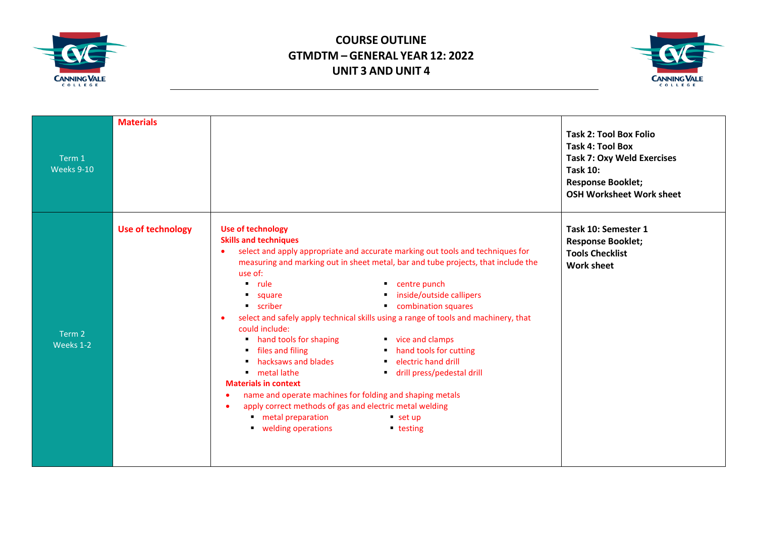# COURSE OUTLINE
# GTMDTM – GENERAL YEAR 12: 2022
# UNIT 3 AND UNIT 4

| | | | |
|---|---|---|---|
| Term 1<br>Weeks 9-10 | **Materials** | | **Task 2: Tool Box Folio**<br>**Task 4: Tool Box**<br>**Task 7: Oxy Weld Exercises**<br>**Task 10:**<br>**Response Booklet;**<br>**OSH Worksheet Work sheet** |
| Term 2<br>Weeks 1-2 | **Use of technology** | **Use of technology**<br>**Skills and techniques**<br>• select and apply appropriate and accurate marking out tools and techniques for measuring and marking out in sheet metal, bar and tube projects, that include the use of:<br>▪ rule ▪ square ▪ scriber ▪ centre punch ▪ inside/outside callipers ▪ combination squares<br>• select and safely apply technical skills using a range of tools and machinery, that could include:<br>▪ hand tools for shaping ▪ files and filing ▪ hacksaws and blades ▪ metal lathe ▪ vice and clamps ▪ hand tools for cutting ▪ electric hand drill ▪ drill press/pedestal drill<br>**Materials in context**<br>• name and operate machines for folding and shaping metals<br>• apply correct methods of gas and electric metal welding<br>▪ metal preparation ▪ welding operations ▪ set up ▪ testing | **Task 10: Semester 1**<br>**Response Booklet;**<br>**Tools Checklist**<br>**Work sheet** |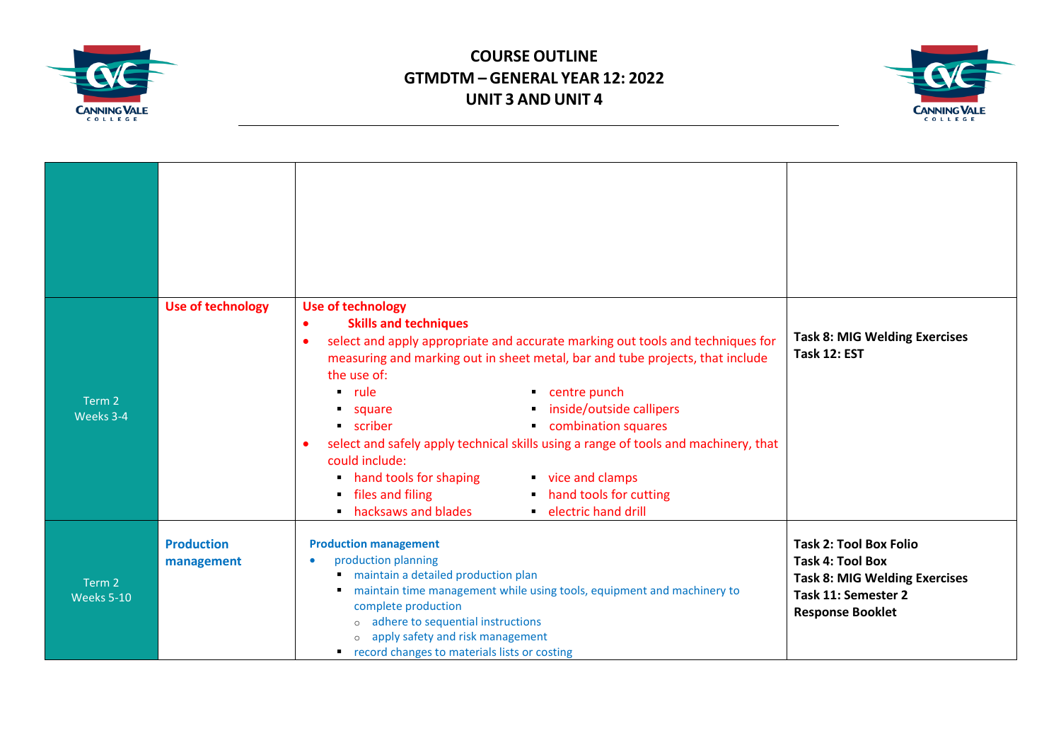# COURSE OUTLINE
## GTMDTM – GENERAL YEAR 12: 2022
## UNIT 3 AND UNIT 4

| | | | |
|---|---|---|---|
| | | | |
| Term 2 Weeks 3-4 | **Use of technology** | **Use of technology**<br>• **Skills and techniques**<br>• select and apply appropriate and accurate marking out tools and techniques for measuring and marking out in sheet metal, bar and tube projects, that include the use of:<br>▪ rule<br>▪ square<br>▪ scriber<br>▪ centre punch<br>▪ inside/outside callipers<br>▪ combination squares<br>• select and safely apply technical skills using a range of tools and machinery, that could include:<br>▪ hand tools for shaping<br>▪ files and filing<br>▪ hacksaws and blades<br>▪ vice and clamps<br>▪ hand tools for cutting<br>▪ electric hand drill | **Task 8: MIG Welding Exercises**<br>**Task 12: EST** |
| Term 2 Weeks 5-10 | **Production management** | **Production management**<br>• production planning<br>▪ maintain a detailed production plan<br>▪ maintain time management while using tools, equipment and machinery to complete production<br>○ adhere to sequential instructions<br>○ apply safety and risk management<br>▪ record changes to materials lists or costing | **Task 2: Tool Box Folio**<br>**Task 4: Tool Box**<br>**Task 8: MIG Welding Exercises**<br>**Task 11: Semester 2 Response Booklet** |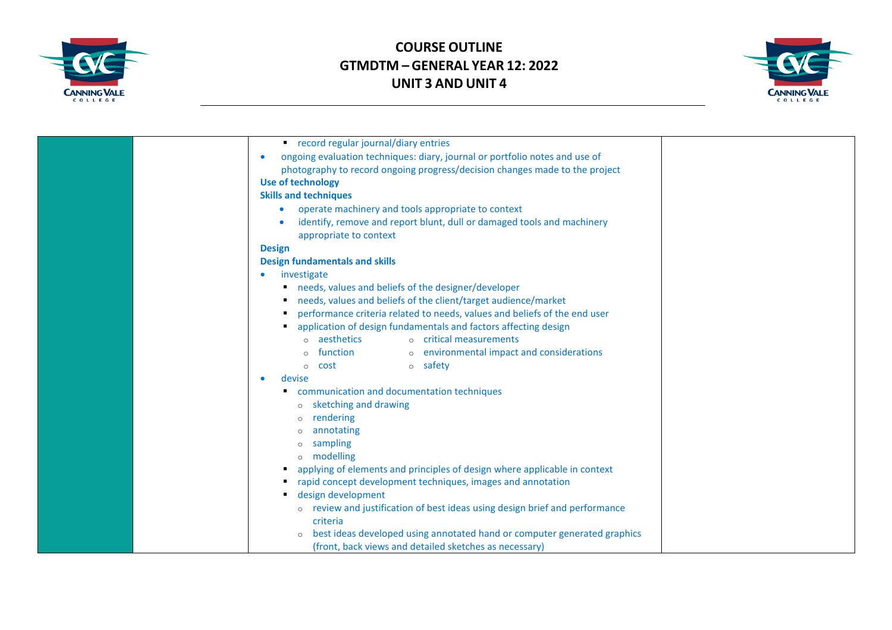# COURSE OUTLINE
# GTMDTM – GENERAL YEAR 12: 2022
# UNIT 3 AND UNIT 4

| | | | |
|---|---|---|---|
| | | ▪ record regular journal/diary entries<br>• ongoing evaluation techniques: diary, journal or portfolio notes and use of photography to record ongoing progress/decision changes made to the project<br>**Use of technology**<br>**Skills and techniques**<br>• operate machinery and tools appropriate to context<br>• identify, remove and report blunt, dull or damaged tools and machinery appropriate to context<br>**Design**<br>**Design fundamentals and skills**<br>• investigate<br>▪ needs, values and beliefs of the designer/developer<br>▪ needs, values and beliefs of the client/target audience/market<br>▪ performance criteria related to needs, values and beliefs of the end user<br>▪ application of design fundamentals and factors affecting design<br>○ aesthetics<br>○ function<br>○ cost<br>○ critical measurements<br>○ environmental impact and considerations<br>○ safety<br>• devise<br>▪ communication and documentation techniques<br>○ sketching and drawing<br>○ rendering<br>○ annotating<br>○ sampling<br>○ modelling<br>▪ applying of elements and principles of design where applicable in context<br>▪ rapid concept development techniques, images and annotation<br>▪ design development<br>○ review and justification of best ideas using design brief and performance criteria<br>○ best ideas developed using annotated hand or computer generated graphics (front, back views and detailed sketches as necessary) | |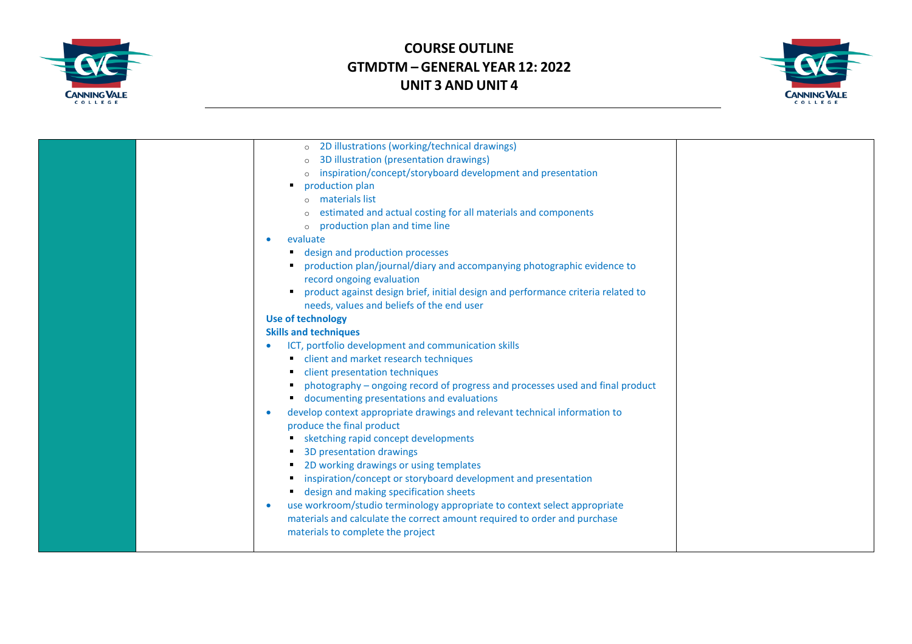| | | | |
|---|---|---|---|
| | | ◦ 2D illustrations (working/technical drawings)<br>◦ 3D illustration (presentation drawings)<br>◦ inspiration/concept/storyboard development and presentation<br>▪ production plan<br>◦ materials list<br>◦ estimated and actual costing for all materials and components<br>◦ production plan and time line<br>• evaluate<br>▪ design and production processes<br>▪ production plan/journal/diary and accompanying photographic evidence to record ongoing evaluation<br>▪ product against design brief, initial design and performance criteria related to needs, values and beliefs of the end user<br>**Use of technology**<br>**Skills and techniques**<br>• ICT, portfolio development and communication skills<br>▪ client and market research techniques<br>▪ client presentation techniques<br>▪ photography – ongoing record of progress and processes used and final product<br>▪ documenting presentations and evaluations<br>• develop context appropriate drawings and relevant technical information to produce the final product<br>▪ sketching rapid concept developments<br>▪ 3D presentation drawings<br>▪ 2D working drawings or using templates<br>▪ inspiration/concept or storyboard development and presentation<br>▪ design and making specification sheets<br>• use workroom/studio terminology appropriate to context select appropriate materials and calculate the correct amount required to order and purchase materials to complete the project | |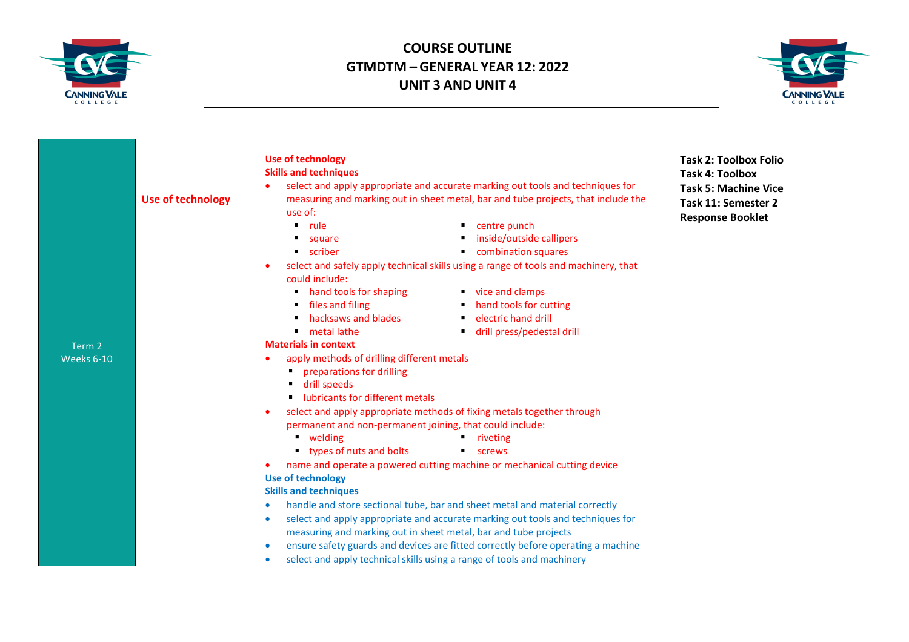# COURSE OUTLINE

## GTMDTM – GENERAL YEAR 12: 2022

## UNIT 3 AND UNIT 4

| | | | |
|---|---|---|---|
| Term 2<br>Weeks 6-10 | **Use of technology** | **Use of technology**<br>**Skills and techniques**<br>• select and apply appropriate and accurate marking out tools and techniques for measuring and marking out in sheet metal, bar and tube projects, that include the use of:<br>▪ rule ▪ centre punch<br>▪ square ▪ inside/outside callipers<br>▪ scriber ▪ combination squares<br>• select and safely apply technical skills using a range of tools and machinery, that could include:<br>▪ hand tools for shaping ▪ vice and clamps<br>▪ files and filing ▪ hand tools for cutting<br>▪ hacksaws and blades ▪ electric hand drill<br>▪ metal lathe ▪ drill press/pedestal drill<br>**Materials in context**<br>• apply methods of drilling different metals<br>▪ preparations for drilling<br>▪ drill speeds<br>▪ lubricants for different metals<br>• select and apply appropriate methods of fixing metals together through permanent and non-permanent joining, that could include:<br>▪ welding ▪ riveting<br>▪ types of nuts and bolts ▪ screws<br>• name and operate a powered cutting machine or mechanical cutting device<br>**Use of technology**<br>**Skills and techniques**<br>• handle and store sectional tube, bar and sheet metal and material correctly<br>• select and apply appropriate and accurate marking out tools and techniques for measuring and marking out in sheet metal, bar and tube projects<br>• ensure safety guards and devices are fitted correctly before operating a machine<br>• select and apply technical skills using a range of tools and machinery | **Task 2: Toolbox Folio**<br>**Task 4: Toolbox**<br>**Task 5: Machine Vice**<br>**Task 11: Semester 2 Response Booklet** |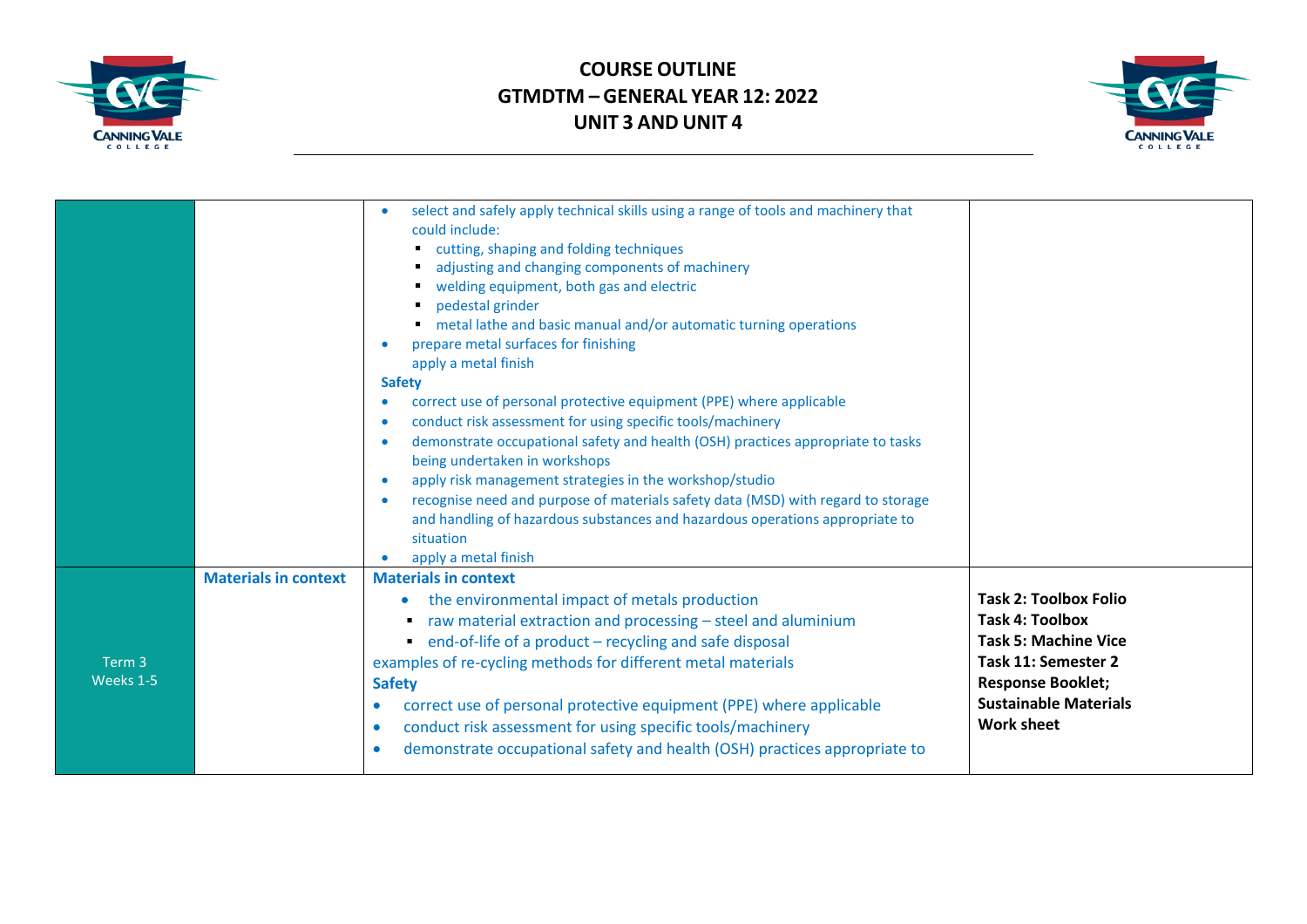# COURSE OUTLINE
## GTMDTM – GENERAL YEAR 12: 2022
## UNIT 3 AND UNIT 4

| | | | |
|---|---|---|---|
| | | • select and safely apply technical skills using a range of tools and machinery that could include:<br>▪ cutting, shaping and folding techniques<br>▪ adjusting and changing components of machinery<br>▪ welding equipment, both gas and electric<br>▪ pedestal grinder<br>▪ metal lathe and basic manual and/or automatic turning operations<br>• prepare metal surfaces for finishing<br>apply a metal finish<br>**Safety**<br>• correct use of personal protective equipment (PPE) where applicable<br>• conduct risk assessment for using specific tools/machinery<br>• demonstrate occupational safety and health (OSH) practices appropriate to tasks being undertaken in workshops<br>• apply risk management strategies in the workshop/studio<br>• recognise need and purpose of materials safety data (MSD) with regard to storage and handling of hazardous substances and hazardous operations appropriate to situation<br>• apply a metal finish | |
| Term 3<br>Weeks 1-5 | **Materials in context** | **Materials in context**<br>• the environmental impact of metals production<br>▪ raw material extraction and processing – steel and aluminium<br>▪ end-of-life of a product – recycling and safe disposal<br>examples of re-cycling methods for different metal materials<br>**Safety**<br>• correct use of personal protective equipment (PPE) where applicable<br>• conduct risk assessment for using specific tools/machinery<br>• demonstrate occupational safety and health (OSH) practices appropriate to | **Task 2: Toolbox Folio**<br>**Task 4: Toolbox**<br>**Task 5: Machine Vice**<br>**Task 11: Semester 2 Response Booklet;**<br>**Sustainable Materials Work sheet** |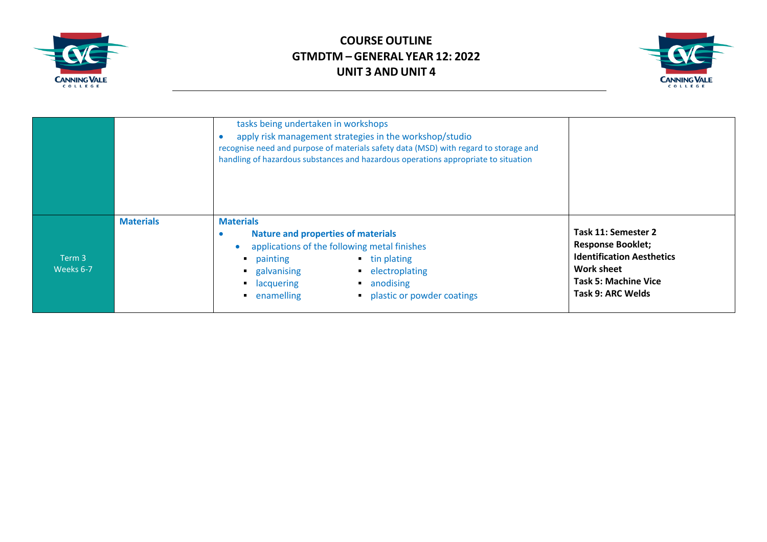# COURSE OUTLINE
# GTMDTM – GENERAL YEAR 12: 2022
# UNIT 3 AND UNIT 4

| | | | |
|---|---|---|---|
| | | tasks being undertaken in workshops<br>• apply risk management strategies in the workshop/studio<br>recognise need and purpose of materials safety data (MSD) with regard to storage and handling of hazardous substances and hazardous operations appropriate to situation | |
| Term 3<br>Weeks 6-7 | **Materials** | **Materials**<br>• **Nature and properties of materials**<br>• applications of the following metal finishes<br>▪ painting<br>▪ galvanising<br>▪ lacquering<br>▪ enamelling<br>▪ tin plating<br>▪ electroplating<br>▪ anodising<br>▪ plastic or powder coatings | **Task 11: Semester 2 Response Booklet; Identification Aesthetics Work sheet**<br>**Task 5: Machine Vice**<br>**Task 9: ARC Welds** |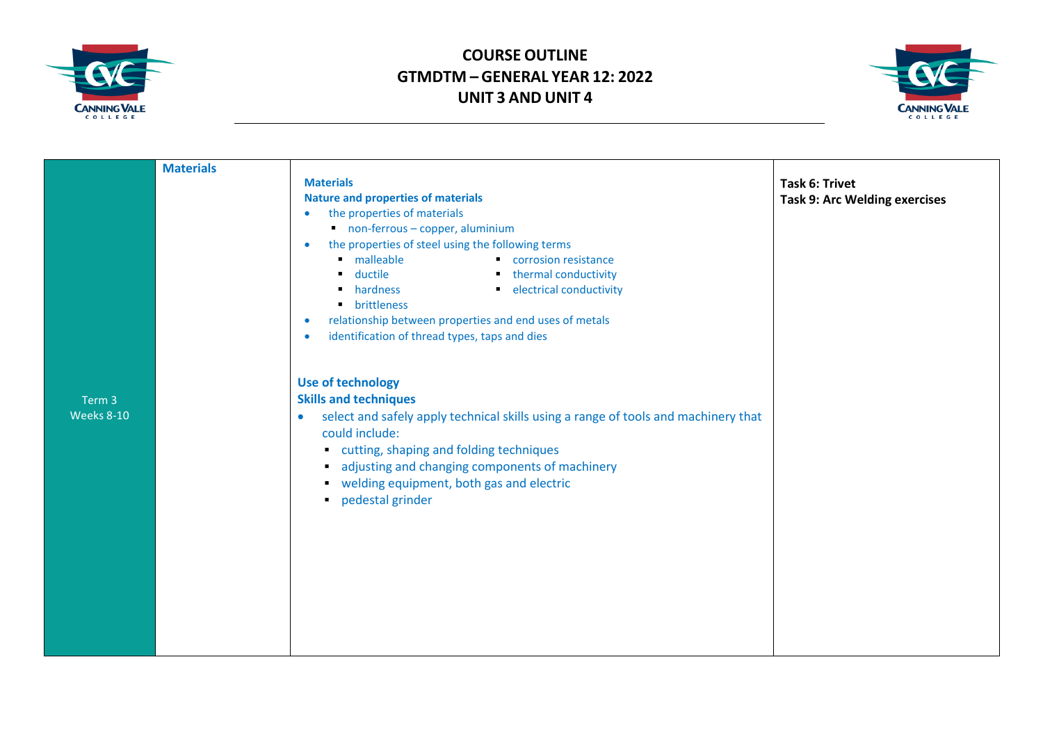# COURSE OUTLINE
# GTMDTM – GENERAL YEAR 12: 2022
# UNIT 3 AND UNIT 4

| | | | |
|---|---|---|---|
| Term 3<br>Weeks 8-10 | **Materials** | **Materials**<br>**Nature and properties of materials**<br>• the properties of materials<br>&nbsp;&nbsp;▪ non-ferrous – copper, aluminium<br>• the properties of steel using the following terms<br>&nbsp;&nbsp;▪ malleable<br>&nbsp;&nbsp;▪ ductile<br>&nbsp;&nbsp;▪ hardness<br>&nbsp;&nbsp;▪ brittleness<br>&nbsp;&nbsp;▪ corrosion resistance<br>&nbsp;&nbsp;▪ thermal conductivity<br>&nbsp;&nbsp;▪ electrical conductivity<br>• relationship between properties and end uses of metals<br>• identification of thread types, taps and dies<br><br>**Use of technology**<br>**Skills and techniques**<br>• select and safely apply technical skills using a range of tools and machinery that could include:<br>&nbsp;&nbsp;▪ cutting, shaping and folding techniques<br>&nbsp;&nbsp;▪ adjusting and changing components of machinery<br>&nbsp;&nbsp;▪ welding equipment, both gas and electric<br>&nbsp;&nbsp;▪ pedestal grinder | **Task 6: Trivet**<br>**Task 9: Arc Welding exercises** |